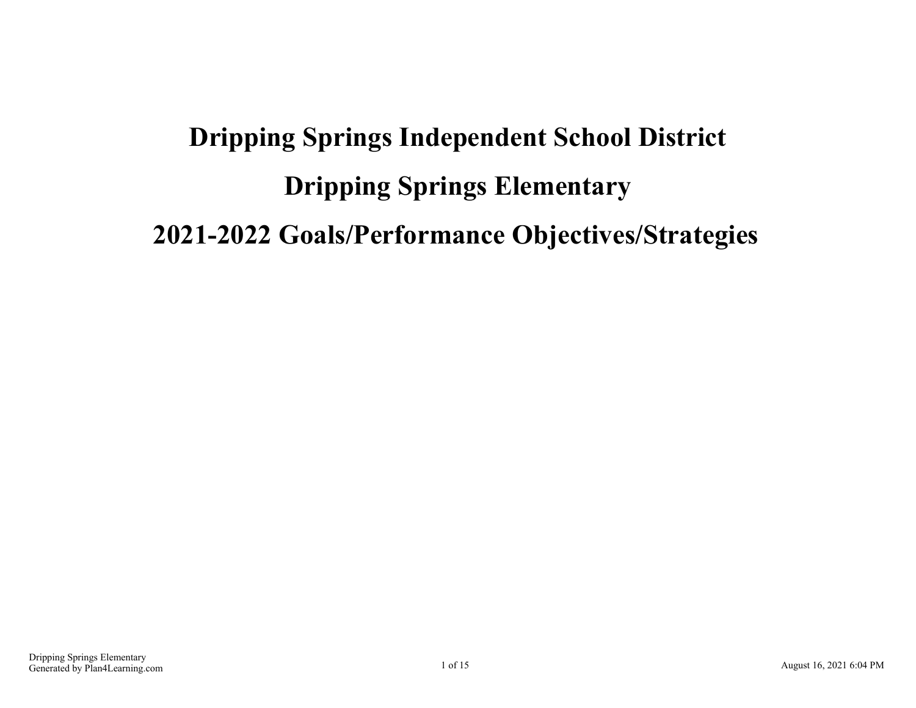# Dripping Springs Independent School District

# Dripping Springs Elementary

# 2021-2022 Goals/Performance Objectives/Strategies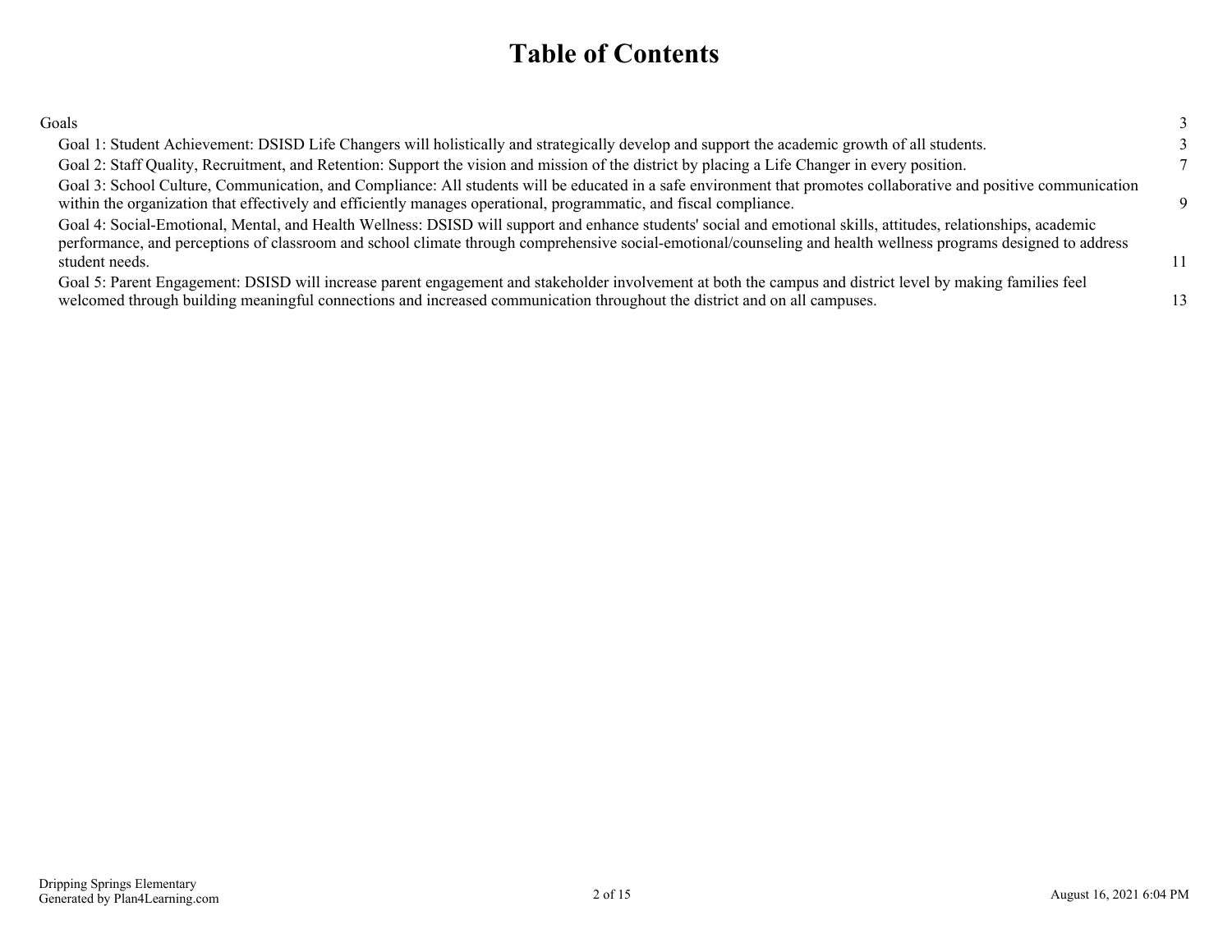# Table of Contents

| | |
|---|---|
| Goals | 3 |
| Goal 1: Student Achievement: DSISD Life Changers will holistically and strategically develop and support the academic growth of all students. | 3 |
| Goal 2: Staff Quality, Recruitment, and Retention: Support the vision and mission of the district by placing a Life Changer in every position. | 7 |
| Goal 3: School Culture, Communication, and Compliance: All students will be educated in a safe environment that promotes collaborative and positive communication within the organization that effectively and efficiently manages operational, programmatic, and fiscal compliance. | 9 |
| Goal 4: Social-Emotional, Mental, and Health Wellness: DSISD will support and enhance students' social and emotional skills, attitudes, relationships, academic performance, and perceptions of classroom and school climate through comprehensive social-emotional/counseling and health wellness programs designed to address student needs. | 11 |
| Goal 5: Parent Engagement: DSISD will increase parent engagement and stakeholder involvement at both the campus and district level by making families feel welcomed through building meaningful connections and increased communication throughout the district and on all campuses. | 13 |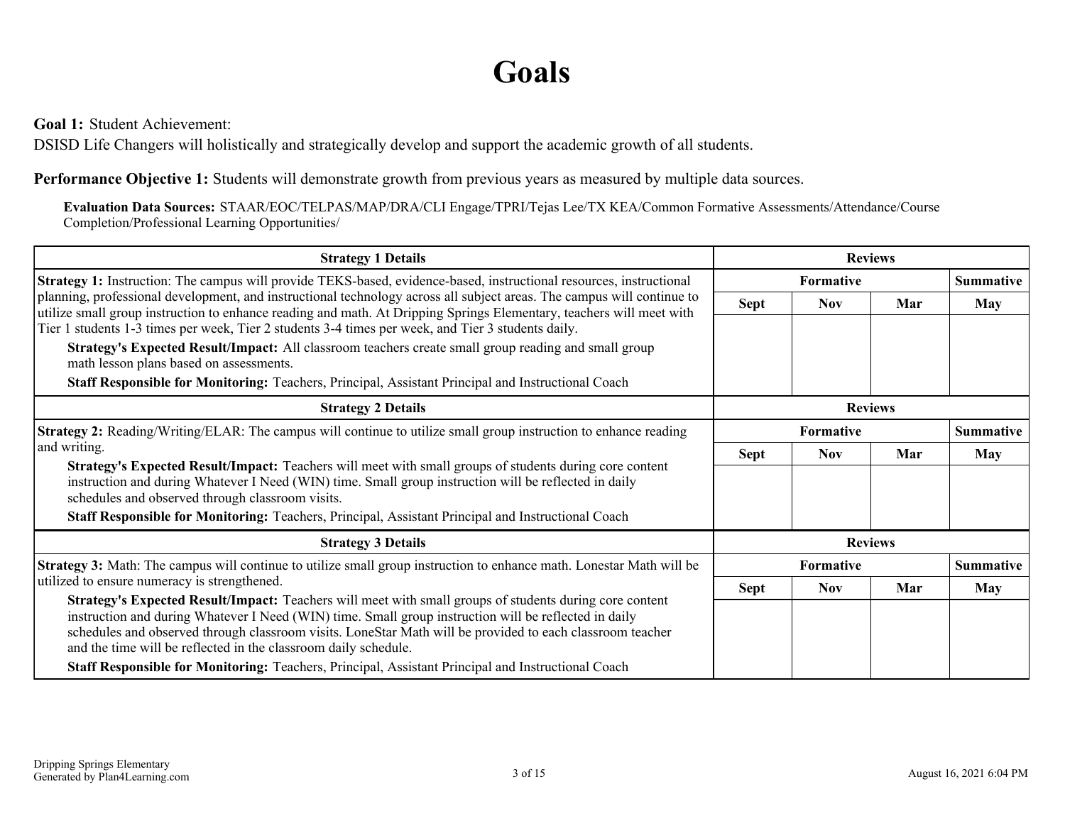# Goals

**Goal 1:** Student Achievement:
DSISD Life Changers will holistically and strategically develop and support the academic growth of all students.

**Performance Objective 1:** Students will demonstrate growth from previous years as measured by multiple data sources.

**Evaluation Data Sources:** STAAR/EOC/TELPAS/MAP/DRA/CLI Engage/TPRI/Tejas Lee/TX KEA/Common Formative Assessments/Attendance/Course Completion/Professional Learning Opportunities/

| Strategy 1 Details | Reviews | | | |
|---|---|---|---|---|
| | Formative | | | Summative |
| | Sept | Nov | Mar | May |
| **Strategy 1:** Instruction: The campus will provide TEKS-based, evidence-based, instructional resources, instructional planning, professional development, and instructional technology across all subject areas. The campus will continue to utilize small group instruction to enhance reading and math. At Dripping Springs Elementary, teachers will meet with Tier 1 students 1-3 times per week, Tier 2 students 3-4 times per week, and Tier 3 students daily.<br>**Strategy's Expected Result/Impact:** All classroom teachers create small group reading and small group math lesson plans based on assessments.<br>**Staff Responsible for Monitoring:** Teachers, Principal, Assistant Principal and Instructional Coach | | | | |

| Strategy 2 Details | Reviews | | | |
|---|---|---|---|---|
| | Formative | | | Summative |
| | Sept | Nov | Mar | May |
| **Strategy 2:** Reading/Writing/ELAR: The campus will continue to utilize small group instruction to enhance reading and writing.<br>**Strategy's Expected Result/Impact:** Teachers will meet with small groups of students during core content instruction and during Whatever I Need (WIN) time. Small group instruction will be reflected in daily schedules and observed through classroom visits.<br>**Staff Responsible for Monitoring:** Teachers, Principal, Assistant Principal and Instructional Coach | | | | |

| Strategy 3 Details | Reviews | | | |
|---|---|---|---|---|
| | Formative | | | Summative |
| | Sept | Nov | Mar | May |
| **Strategy 3:** Math: The campus will continue to utilize small group instruction to enhance math. Lonestar Math will be utilized to ensure numeracy is strengthened.<br>**Strategy's Expected Result/Impact:** Teachers will meet with small groups of students during core content instruction and during Whatever I Need (WIN) time. Small group instruction will be reflected in daily schedules and observed through classroom visits. LoneStar Math will be provided to each classroom teacher and the time will be reflected in the classroom daily schedule.<br>**Staff Responsible for Monitoring:** Teachers, Principal, Assistant Principal and Instructional Coach | | | | |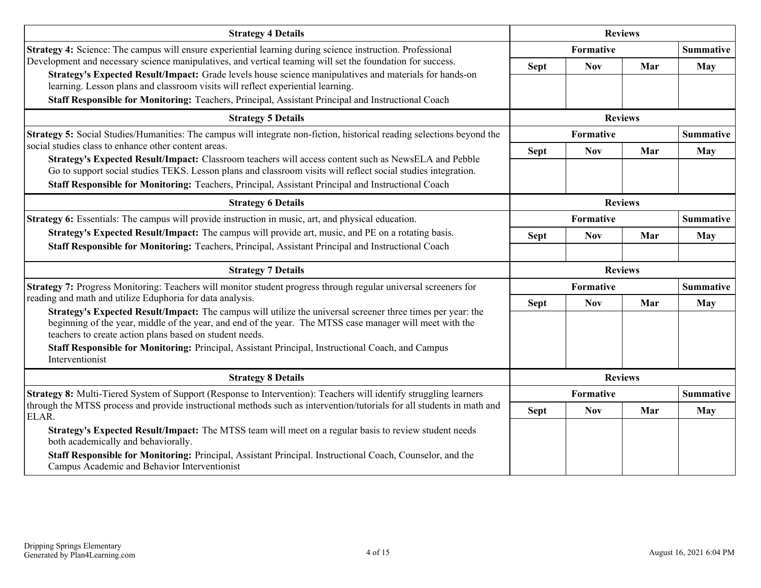| Strategy 4 Details | Reviews | | | |
|---|---|---|---|---|
| **Strategy 4:** Science: The campus will ensure experiential learning during science instruction. Professional Development and necessary science manipulatives, and vertical teaming will set the foundation for success. **Strategy's Expected Result/Impact:** Grade levels house science manipulatives and materials for hands-on learning. Lesson plans and classroom visits will reflect experiential learning. **Staff Responsible for Monitoring:** Teachers, Principal, Assistant Principal and Instructional Coach | Formative | | | Summative |
| | Sept | Nov | Mar | May |
| | | | | |

| Strategy 5 Details | Reviews | | | |
|---|---|---|---|---|
| **Strategy 5:** Social Studies/Humanities: The campus will integrate non-fiction, historical reading selections beyond the social studies class to enhance other content areas. **Strategy's Expected Result/Impact:** Classroom teachers will access content such as NewsELA and Pebble Go to support social studies TEKS. Lesson plans and classroom visits will reflect social studies integration. **Staff Responsible for Monitoring:** Teachers, Principal, Assistant Principal and Instructional Coach | Formative | | | Summative |
| | Sept | Nov | Mar | May |
| | | | | |

| Strategy 6 Details | Reviews | | | |
|---|---|---|---|---|
| **Strategy 6:** Essentials: The campus will provide instruction in music, art, and physical education. **Strategy's Expected Result/Impact:** The campus will provide art, music, and PE on a rotating basis. **Staff Responsible for Monitoring:** Teachers, Principal, Assistant Principal and Instructional Coach | Formative | | | Summative |
| | Sept | Nov | Mar | May |
| | | | | |

| Strategy 7 Details | Reviews | | | |
|---|---|---|---|---|
| **Strategy 7:** Progress Monitoring: Teachers will monitor student progress through regular universal screeners for reading and math and utilize Eduphoria for data analysis. **Strategy's Expected Result/Impact:** The campus will utilize the universal screener three times per year: the beginning of the year, middle of the year, and end of the year. The MTSS case manager will meet with the teachers to create action plans based on student needs. **Staff Responsible for Monitoring:** Principal, Assistant Principal, Instructional Coach, and Campus Interventionist | Formative | | | Summative |
| | Sept | Nov | Mar | May |
| | | | | |

| Strategy 8 Details | Reviews | | | |
|---|---|---|---|---|
| **Strategy 8:** Multi-Tiered System of Support (Response to Intervention): Teachers will identify struggling learners through the MTSS process and provide instructional methods such as intervention/tutorials for all students in math and ELAR. **Strategy's Expected Result/Impact:** The MTSS team will meet on a regular basis to review student needs both academically and behaviorally. **Staff Responsible for Monitoring:** Principal, Assistant Principal. Instructional Coach, Counselor, and the Campus Academic and Behavior Interventionist | Formative | | | Summative |
| | Sept | Nov | Mar | May |
| | | | | |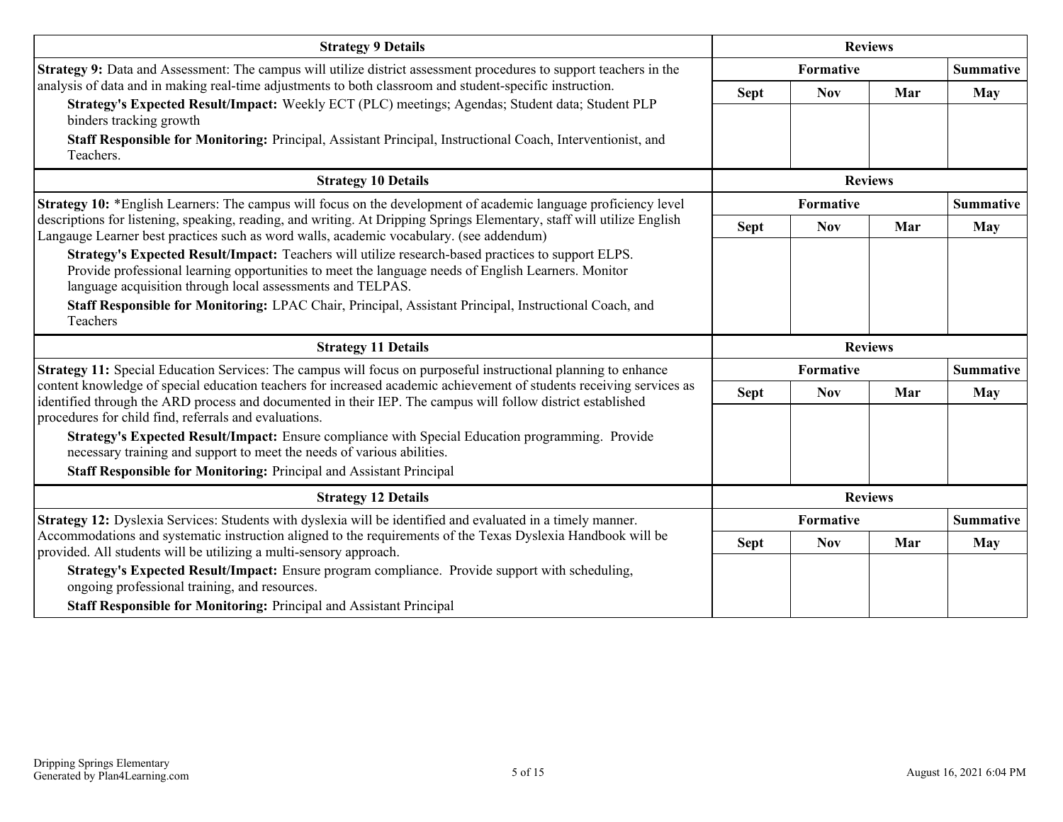| Strategy 9 Details | Reviews | | | |
|---|---|---|---|---|
| **Strategy 9:** Data and Assessment: The campus will utilize district assessment procedures to support teachers in the analysis of data and in making real-time adjustments to both classroom and student-specific instruction. | Formative | | | Summative |
| **Strategy's Expected Result/Impact:** Weekly ECT (PLC) meetings; Agendas; Student data; Student PLP binders tracking growth | Sept | Nov | Mar | May |
| **Staff Responsible for Monitoring:** Principal, Assistant Principal, Instructional Coach, Interventionist, and Teachers. | | | | |

| Strategy 10 Details | Reviews | | | |
|---|---|---|---|---|
| **Strategy 10:** *English Learners: The campus will focus on the development of academic language proficiency level descriptions for listening, speaking, reading, and writing. At Dripping Springs Elementary, staff will utilize English Langauge Learner best practices such as word walls, academic vocabulary. (see addendum) | Formative | | | Summative |
| **Strategy's Expected Result/Impact:** Teachers will utilize research-based practices to support ELPS. Provide professional learning opportunities to meet the language needs of English Learners. Monitor language acquisition through local assessments and TELPAS. | Sept | Nov | Mar | May |
| **Staff Responsible for Monitoring:** LPAC Chair, Principal, Assistant Principal, Instructional Coach, and Teachers | | | | |

| Strategy 11 Details | Reviews | | | |
|---|---|---|---|---|
| **Strategy 11:** Special Education Services: The campus will focus on purposeful instructional planning to enhance content knowledge of special education teachers for increased academic achievement of students receiving services as identified through the ARD process and documented in their IEP. The campus will follow district established procedures for child find, referrals and evaluations. | Formative | | | Summative |
| **Strategy's Expected Result/Impact:** Ensure compliance with Special Education programming. Provide necessary training and support to meet the needs of various abilities. | Sept | Nov | Mar | May |
| **Staff Responsible for Monitoring:** Principal and Assistant Principal | | | | |

| Strategy 12 Details | Reviews | | | |
|---|---|---|---|---|
| **Strategy 12:** Dyslexia Services: Students with dyslexia will be identified and evaluated in a timely manner. Accommodations and systematic instruction aligned to the requirements of the Texas Dyslexia Handbook will be provided. All students will be utilizing a multi-sensory approach. | Formative | | | Summative |
| **Strategy's Expected Result/Impact:** Ensure program compliance. Provide support with scheduling, ongoing professional training, and resources. | Sept | Nov | Mar | May |
| **Staff Responsible for Monitoring:** Principal and Assistant Principal | | | | |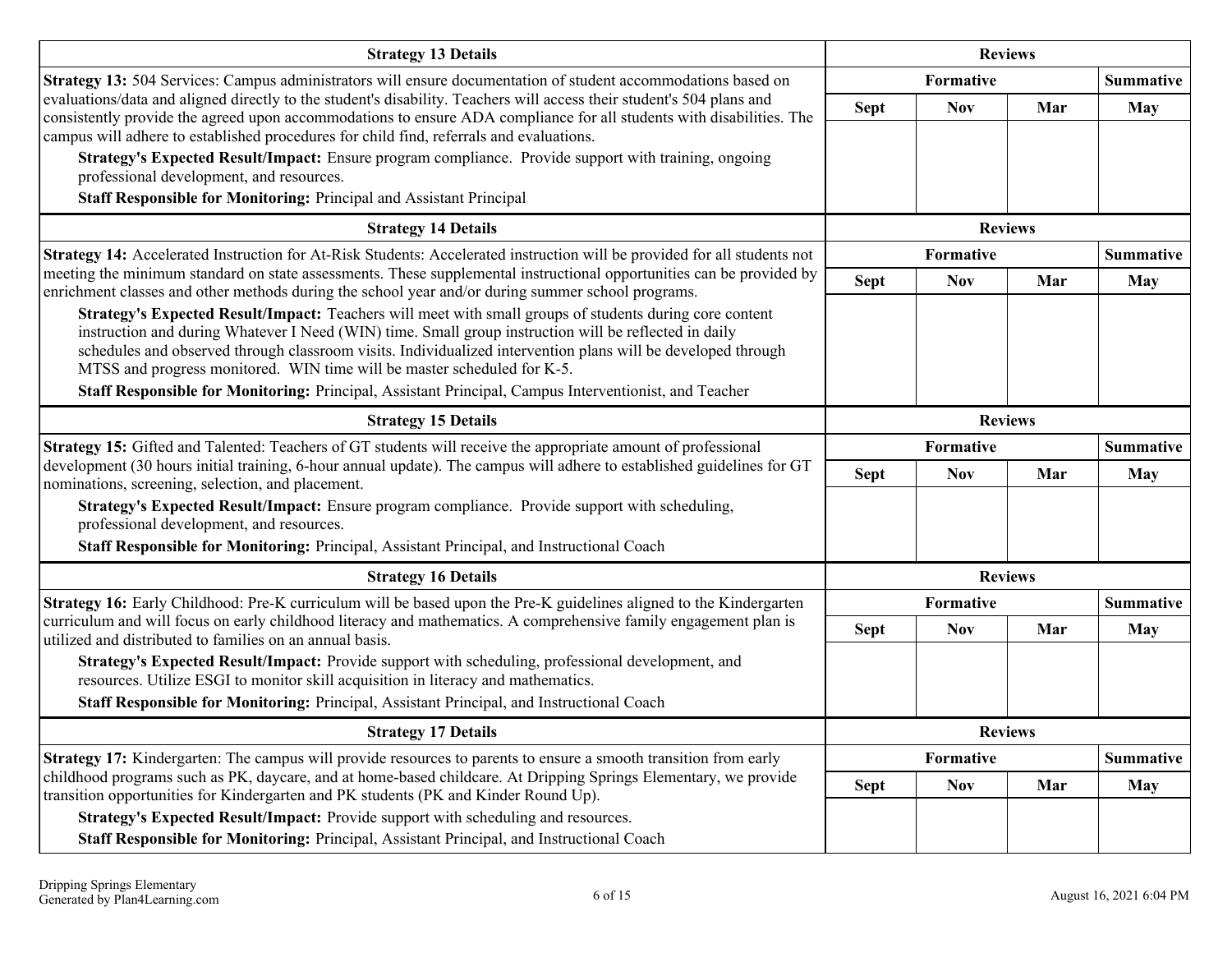| Strategy 13 Details | Reviews | | | |
|---|---|---|---|---|
| **Strategy 13:** 504 Services: Campus administrators will ensure documentation of student accommodations based on evaluations/data and aligned directly to the student's disability. Teachers will access their student's 504 plans and consistently provide the agreed upon accommodations to ensure ADA compliance for all students with disabilities. The campus will adhere to established procedures for child find, referrals and evaluations. | Formative | | | Summative |
| **Strategy's Expected Result/Impact:** Ensure program compliance. Provide support with training, ongoing professional development, and resources. **Staff Responsible for Monitoring:** Principal and Assistant Principal | Sept | Nov | Mar | May |
| | | | | |

| Strategy 14 Details | Reviews | | | |
|---|---|---|---|---|
| **Strategy 14:** Accelerated Instruction for At-Risk Students: Accelerated instruction will be provided for all students not meeting the minimum standard on state assessments. These supplemental instructional opportunities can be provided by enrichment classes and other methods during the school year and/or during summer school programs. | Formative | | | Summative |
| **Strategy's Expected Result/Impact:** Teachers will meet with small groups of students during core content instruction and during Whatever I Need (WIN) time. Small group instruction will be reflected in daily schedules and observed through classroom visits. Individualized intervention plans will be developed through MTSS and progress monitored. WIN time will be master scheduled for K-5. **Staff Responsible for Monitoring:** Principal, Assistant Principal, Campus Interventionist, and Teacher | Sept | Nov | Mar | May |
| | | | | |

| Strategy 15 Details | Reviews | | | |
|---|---|---|---|---|
| **Strategy 15:** Gifted and Talented: Teachers of GT students will receive the appropriate amount of professional development (30 hours initial training, 6-hour annual update). The campus will adhere to established guidelines for GT nominations, screening, selection, and placement. | Formative | | | Summative |
| **Strategy's Expected Result/Impact:** Ensure program compliance. Provide support with scheduling, professional development, and resources. **Staff Responsible for Monitoring:** Principal, Assistant Principal, and Instructional Coach | Sept | Nov | Mar | May |
| | | | | |

| Strategy 16 Details | Reviews | | | |
|---|---|---|---|---|
| **Strategy 16:** Early Childhood: Pre-K curriculum will be based upon the Pre-K guidelines aligned to the Kindergarten curriculum and will focus on early childhood literacy and mathematics. A comprehensive family engagement plan is utilized and distributed to families on an annual basis. | Formative | | | Summative |
| **Strategy's Expected Result/Impact:** Provide support with scheduling, professional development, and resources. Utilize ESGI to monitor skill acquisition in literacy and mathematics. **Staff Responsible for Monitoring:** Principal, Assistant Principal, and Instructional Coach | Sept | Nov | Mar | May |
| | | | | |

| Strategy 17 Details | Reviews | | | |
|---|---|---|---|---|
| **Strategy 17:** Kindergarten: The campus will provide resources to parents to ensure a smooth transition from early childhood programs such as PK, daycare, and at home-based childcare. At Dripping Springs Elementary, we provide transition opportunities for Kindergarten and PK students (PK and Kinder Round Up). | Formative | | | Summative |
| **Strategy's Expected Result/Impact:** Provide support with scheduling and resources. **Staff Responsible for Monitoring:** Principal, Assistant Principal, and Instructional Coach | Sept | Nov | Mar | May |
| | | | | |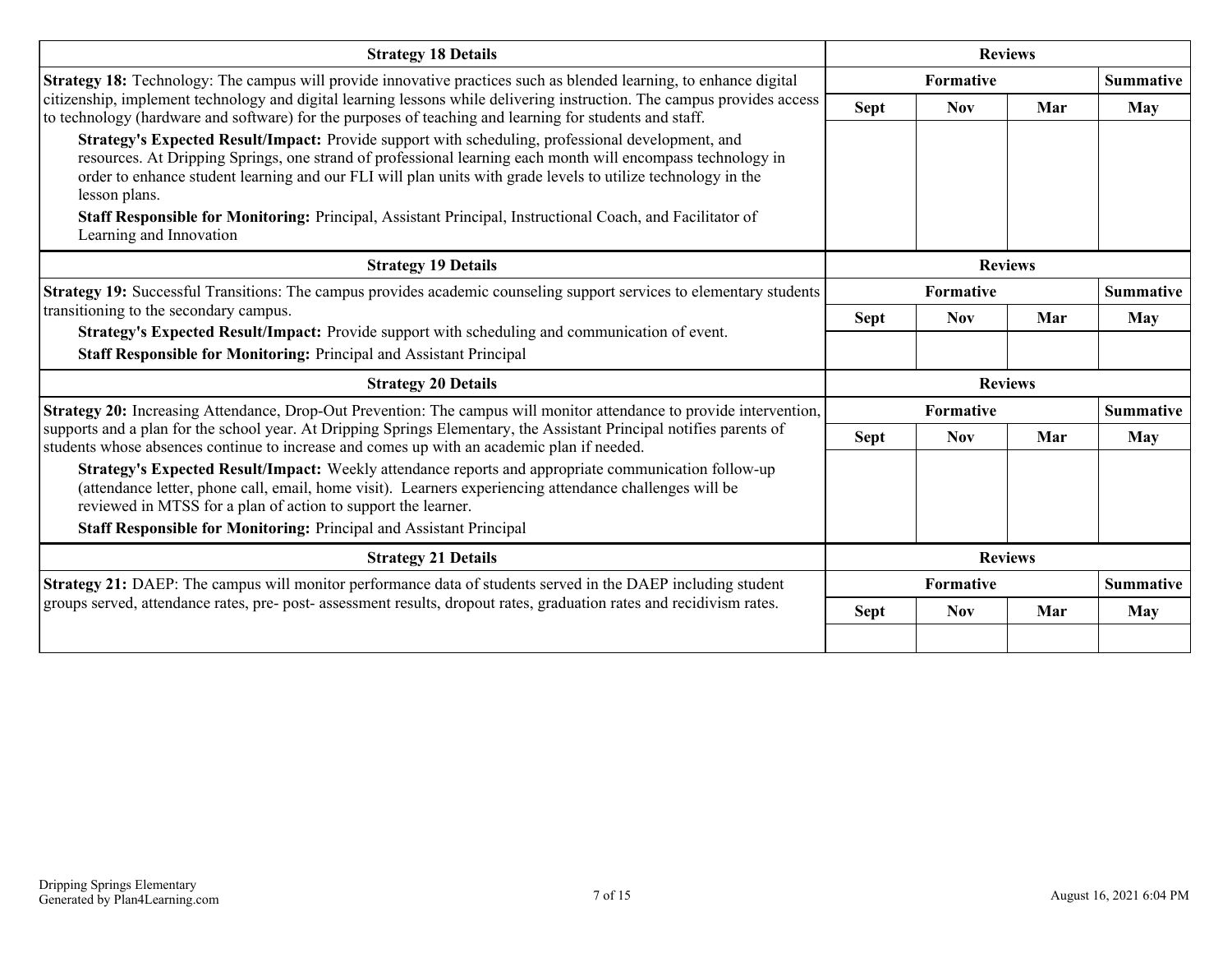| Strategy 18 Details | Reviews | | | |
|---|---|---|---|---|
| **Strategy 18:** Technology: The campus will provide innovative practices such as blended learning, to enhance digital citizenship, implement technology and digital learning lessons while delivering instruction. The campus provides access to technology (hardware and software) for the purposes of teaching and learning for students and staff. | Formative | | | Summative |
| | Sept | Nov | Mar | May |
| **Strategy's Expected Result/Impact:** Provide support with scheduling, professional development, and resources. At Dripping Springs, one strand of professional learning each month will encompass technology in order to enhance student learning and our FLI will plan units with grade levels to utilize technology in the lesson plans.<br>**Staff Responsible for Monitoring:** Principal, Assistant Principal, Instructional Coach, and Facilitator of Learning and Innovation | | | | |

| Strategy 19 Details | Reviews | | | |
|---|---|---|---|---|
| **Strategy 19:** Successful Transitions: The campus provides academic counseling support services to elementary students transitioning to the secondary campus. | Formative | | | Summative |
| | Sept | Nov | Mar | May |
| **Strategy's Expected Result/Impact:** Provide support with scheduling and communication of event.<br>**Staff Responsible for Monitoring:** Principal and Assistant Principal | | | | |

| Strategy 20 Details | Reviews | | | |
|---|---|---|---|---|
| **Strategy 20:** Increasing Attendance, Drop-Out Prevention: The campus will monitor attendance to provide intervention, supports and a plan for the school year. At Dripping Springs Elementary, the Assistant Principal notifies parents of students whose absences continue to increase and comes up with an academic plan if needed. | Formative | | | Summative |
| | Sept | Nov | Mar | May |
| **Strategy's Expected Result/Impact:** Weekly attendance reports and appropriate communication follow-up (attendance letter, phone call, email, home visit). Learners experiencing attendance challenges will be reviewed in MTSS for a plan of action to support the learner.<br>**Staff Responsible for Monitoring:** Principal and Assistant Principal | | | | |

| Strategy 21 Details | Reviews | | | |
|---|---|---|---|---|
| **Strategy 21:** DAEP: The campus will monitor performance data of students served in the DAEP including student groups served, attendance rates, pre- post- assessment results, dropout rates, graduation rates and recidivism rates. | Formative | | | Summative |
| | Sept | Nov | Mar | May |
| | | | | |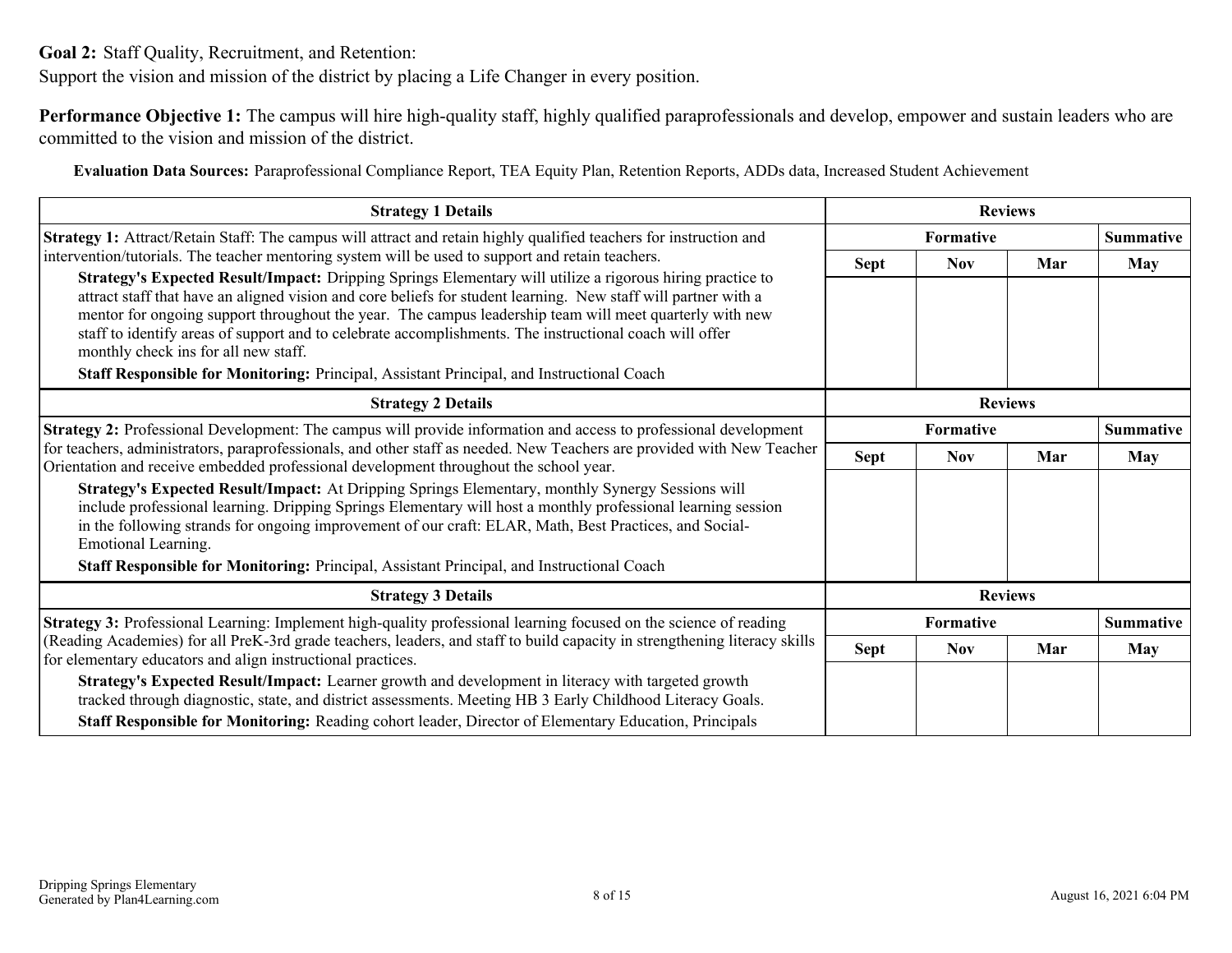**Goal 2:** Staff Quality, Recruitment, and Retention:
Support the vision and mission of the district by placing a Life Changer in every position.

**Performance Objective 1:** The campus will hire high-quality staff, highly qualified paraprofessionals and develop, empower and sustain leaders who are committed to the vision and mission of the district.

**Evaluation Data Sources:** Paraprofessional Compliance Report, TEA Equity Plan, Retention Reports, ADDs data, Increased Student Achievement

| Strategy 1 Details | Reviews | | | |
|---|---|---|---|---|
| | Formative | | | Summative |
| | Sept | Nov | Mar | May |
| **Strategy 1:** Attract/Retain Staff: The campus will attract and retain highly qualified teachers for instruction and intervention/tutorials. The teacher mentoring system will be used to support and retain teachers.<br>**Strategy's Expected Result/Impact:** Dripping Springs Elementary will utilize a rigorous hiring practice to attract staff that have an aligned vision and core beliefs for student learning. New staff will partner with a mentor for ongoing support throughout the year. The campus leadership team will meet quarterly with new staff to identify areas of support and to celebrate accomplishments. The instructional coach will offer monthly check ins for all new staff.<br>**Staff Responsible for Monitoring:** Principal, Assistant Principal, and Instructional Coach | | | | |

| Strategy 2 Details | Reviews | | | |
|---|---|---|---|---|
| | Formative | | | Summative |
| | Sept | Nov | Mar | May |
| **Strategy 2:** Professional Development: The campus will provide information and access to professional development for teachers, administrators, paraprofessionals, and other staff as needed. New Teachers are provided with New Teacher Orientation and receive embedded professional development throughout the school year.<br>**Strategy's Expected Result/Impact:** At Dripping Springs Elementary, monthly Synergy Sessions will include professional learning. Dripping Springs Elementary will host a monthly professional learning session in the following strands for ongoing improvement of our craft: ELAR, Math, Best Practices, and Social-Emotional Learning.<br>**Staff Responsible for Monitoring:** Principal, Assistant Principal, and Instructional Coach | | | | |

| Strategy 3 Details | Reviews | | | |
|---|---|---|---|---|
| | Formative | | | Summative |
| | Sept | Nov | Mar | May |
| **Strategy 3:** Professional Learning: Implement high-quality professional learning focused on the science of reading (Reading Academies) for all PreK-3rd grade teachers, leaders, and staff to build capacity in strengthening literacy skills for elementary educators and align instructional practices.<br>**Strategy's Expected Result/Impact:** Learner growth and development in literacy with targeted growth tracked through diagnostic, state, and district assessments. Meeting HB 3 Early Childhood Literacy Goals.<br>**Staff Responsible for Monitoring:** Reading cohort leader, Director of Elementary Education, Principals | | | | |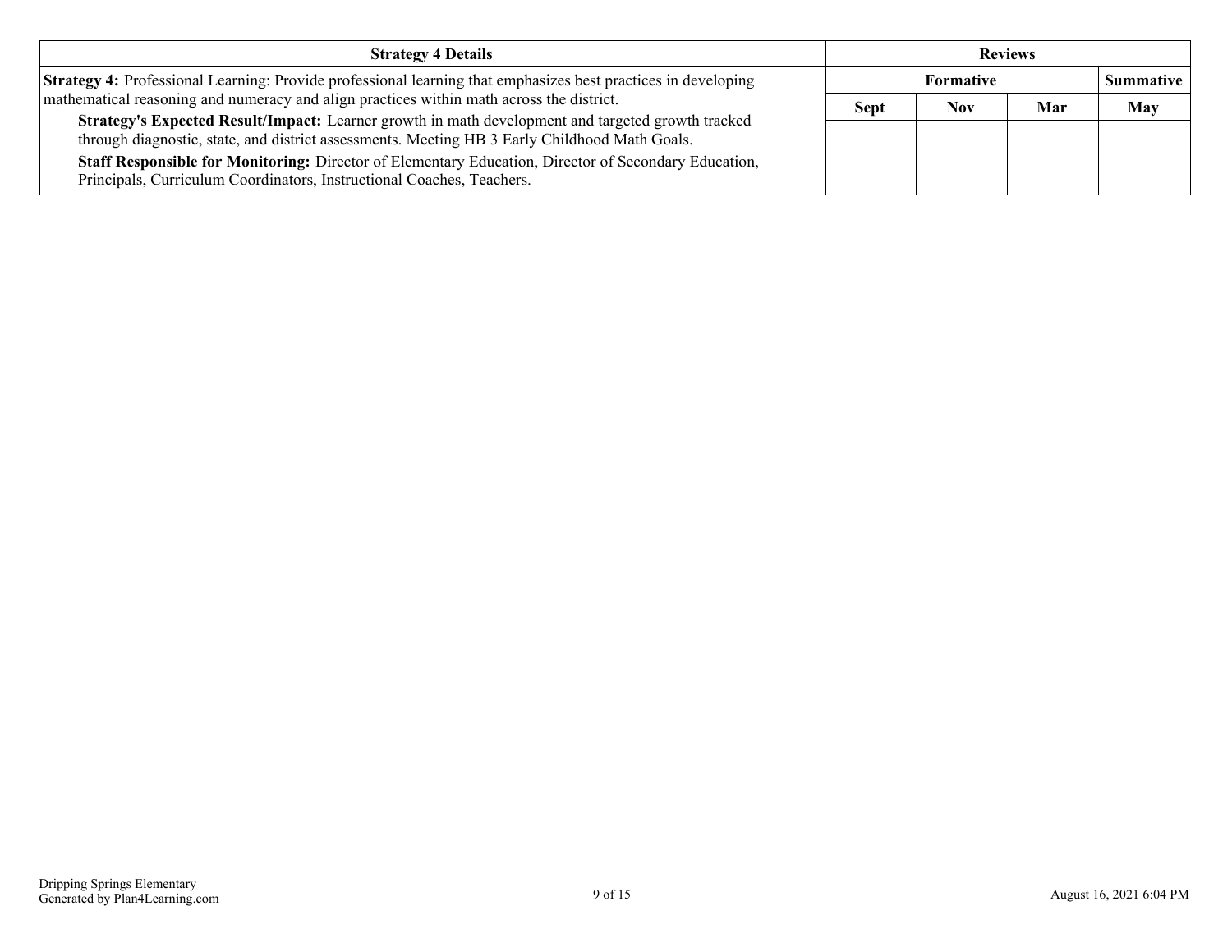| Strategy 4 Details | Reviews | | | |
|---|---|---|---|---|
| | Formative | | | Summative |
| | Sept | Nov | Mar | May |
| **Strategy 4:** Professional Learning: Provide professional learning that emphasizes best practices in developing mathematical reasoning and numeracy and align practices within math across the district.<br>**Strategy's Expected Result/Impact:** Learner growth in math development and targeted growth tracked through diagnostic, state, and district assessments. Meeting HB 3 Early Childhood Math Goals.<br>**Staff Responsible for Monitoring:** Director of Elementary Education, Director of Secondary Education, Principals, Curriculum Coordinators, Instructional Coaches, Teachers. | | | | |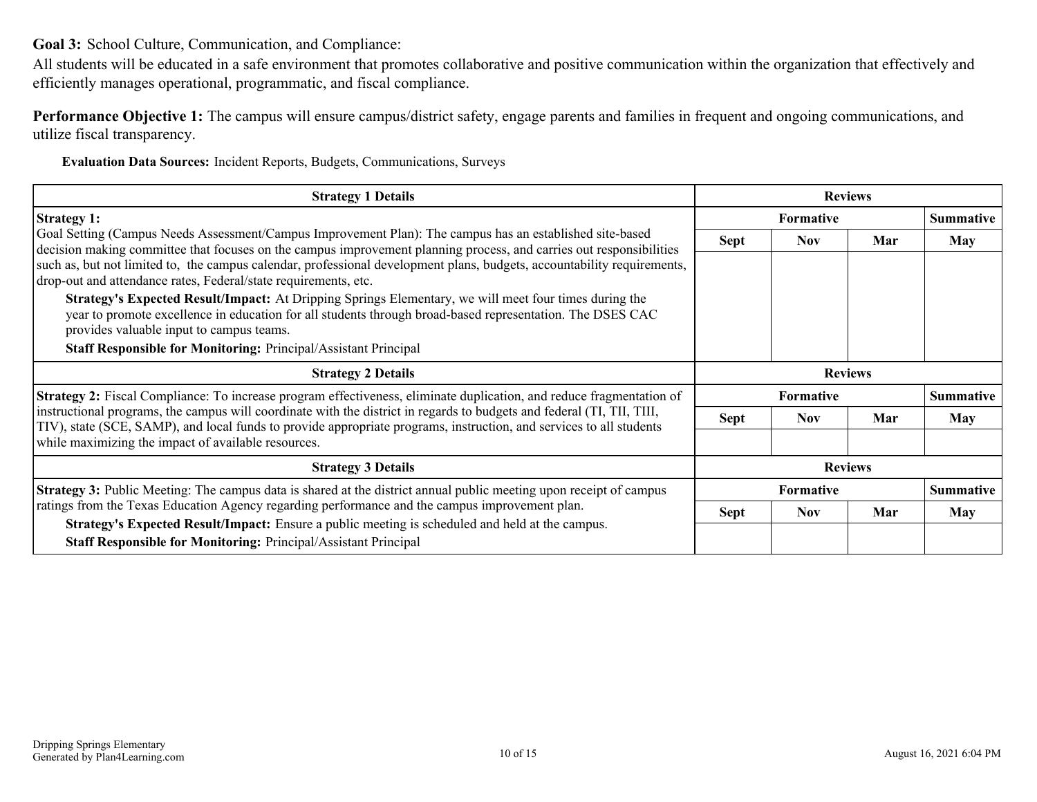**Goal 3:** School Culture, Communication, and Compliance:

All students will be educated in a safe environment that promotes collaborative and positive communication within the organization that effectively and efficiently manages operational, programmatic, and fiscal compliance.

**Performance Objective 1:** The campus will ensure campus/district safety, engage parents and families in frequent and ongoing communications, and utilize fiscal transparency.

**Evaluation Data Sources:** Incident Reports, Budgets, Communications, Surveys

| Strategy 1 Details | Reviews | | | |
|---|---|---|---|---|
| | Formative | | | Summative |
| | Sept | Nov | Mar | May |
| **Strategy 1:** Goal Setting (Campus Needs Assessment/Campus Improvement Plan): The campus has an established site-based decision making committee that focuses on the campus improvement planning process, and carries out responsibilities such as, but not limited to, the campus calendar, professional development plans, budgets, accountability requirements, drop-out and attendance rates, Federal/state requirements, etc. **Strategy's Expected Result/Impact:** At Dripping Springs Elementary, we will meet four times during the year to promote excellence in education for all students through broad-based representation. The DSES CAC provides valuable input to campus teams. **Staff Responsible for Monitoring:** Principal/Assistant Principal | | | | |

| Strategy 2 Details | Reviews | | | |
|---|---|---|---|---|
| | Formative | | | Summative |
| | Sept | Nov | Mar | May |
| **Strategy 2:** Fiscal Compliance: To increase program effectiveness, eliminate duplication, and reduce fragmentation of instructional programs, the campus will coordinate with the district in regards to budgets and federal (TI, TII, TIII, TIV), state (SCE, SAMP), and local funds to provide appropriate programs, instruction, and services to all students while maximizing the impact of available resources. | | | | |

| Strategy 3 Details | Reviews | | | |
|---|---|---|---|---|
| | Formative | | | Summative |
| | Sept | Nov | Mar | May |
| **Strategy 3:** Public Meeting: The campus data is shared at the district annual public meeting upon receipt of campus ratings from the Texas Education Agency regarding performance and the campus improvement plan. **Strategy's Expected Result/Impact:** Ensure a public meeting is scheduled and held at the campus. **Staff Responsible for Monitoring:** Principal/Assistant Principal | | | | |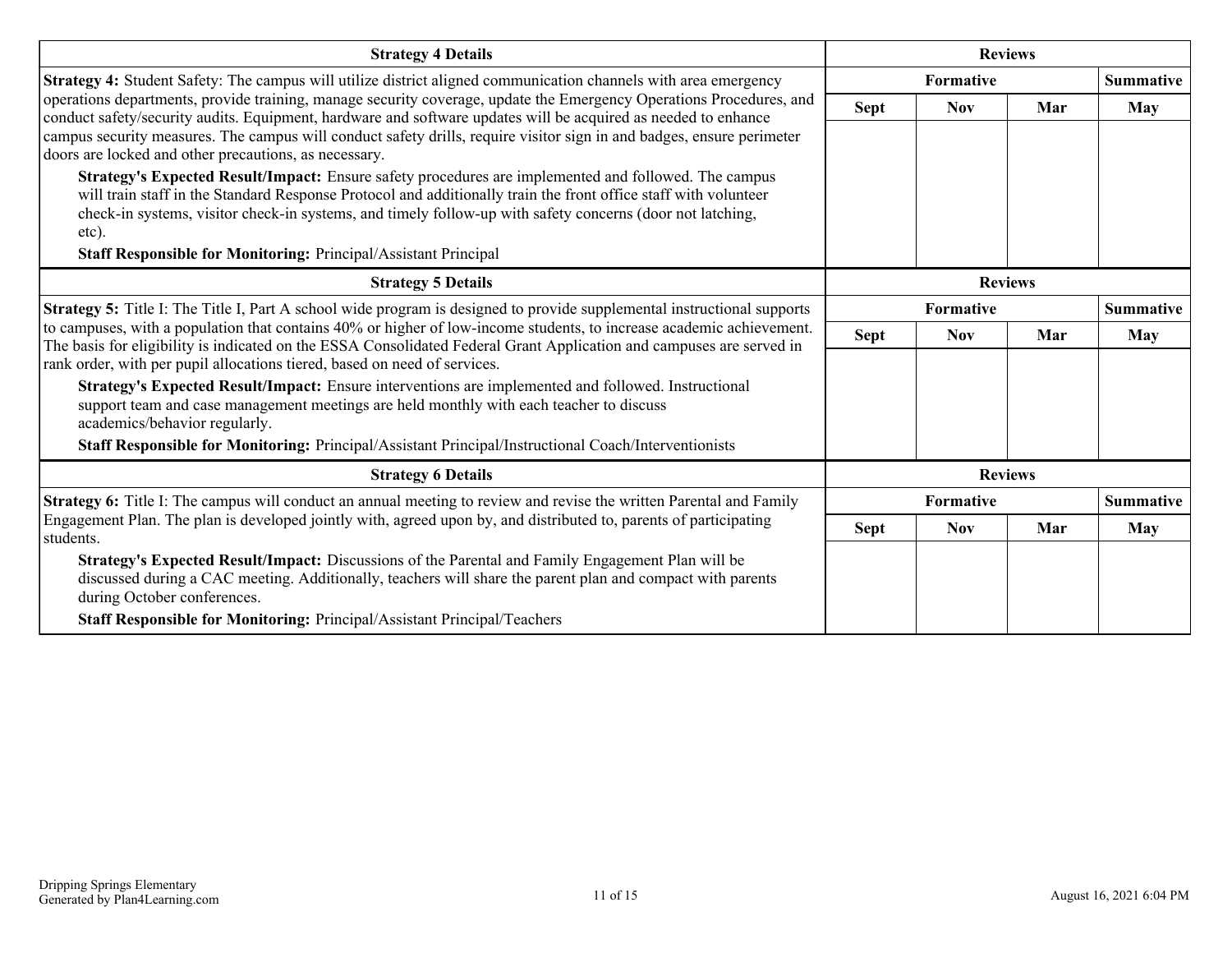| Strategy 4 Details | Reviews | | | |
|---|---|---|---|---|
| | Formative | | | Summative |
| **Strategy 4:** Student Safety: The campus will utilize district aligned communication channels with area emergency operations departments, provide training, manage security coverage, update the Emergency Operations Procedures, and conduct safety/security audits. Equipment, hardware and software updates will be acquired as needed to enhance campus security measures. The campus will conduct safety drills, require visitor sign in and badges, ensure perimeter doors are locked and other precautions, as necessary.<br>**Strategy's Expected Result/Impact:** Ensure safety procedures are implemented and followed. The campus will train staff in the Standard Response Protocol and additionally train the front office staff with volunteer check-in systems, visitor check-in systems, and timely follow-up with safety concerns (door not latching, etc).<br>**Staff Responsible for Monitoring:** Principal/Assistant Principal | Sept | Nov | Mar | May |
| | | | | |

| Strategy 5 Details | Reviews | | | |
|---|---|---|---|---|
| | Formative | | | Summative |
| **Strategy 5:** Title I: The Title I, Part A school wide program is designed to provide supplemental instructional supports to campuses, with a population that contains 40% or higher of low-income students, to increase academic achievement. The basis for eligibility is indicated on the ESSA Consolidated Federal Grant Application and campuses are served in rank order, with per pupil allocations tiered, based on need of services.<br>**Strategy's Expected Result/Impact:** Ensure interventions are implemented and followed. Instructional support team and case management meetings are held monthly with each teacher to discuss academics/behavior regularly.<br>**Staff Responsible for Monitoring:** Principal/Assistant Principal/Instructional Coach/Interventionists | Sept | Nov | Mar | May |
| | | | | |

| Strategy 6 Details | Reviews | | | |
|---|---|---|---|---|
| | Formative | | | Summative |
| **Strategy 6:** Title I: The campus will conduct an annual meeting to review and revise the written Parental and Family Engagement Plan. The plan is developed jointly with, agreed upon by, and distributed to, parents of participating students.<br>**Strategy's Expected Result/Impact:** Discussions of the Parental and Family Engagement Plan will be discussed during a CAC meeting. Additionally, teachers will share the parent plan and compact with parents during October conferences.<br>**Staff Responsible for Monitoring:** Principal/Assistant Principal/Teachers | Sept | Nov | Mar | May |
| | | | | |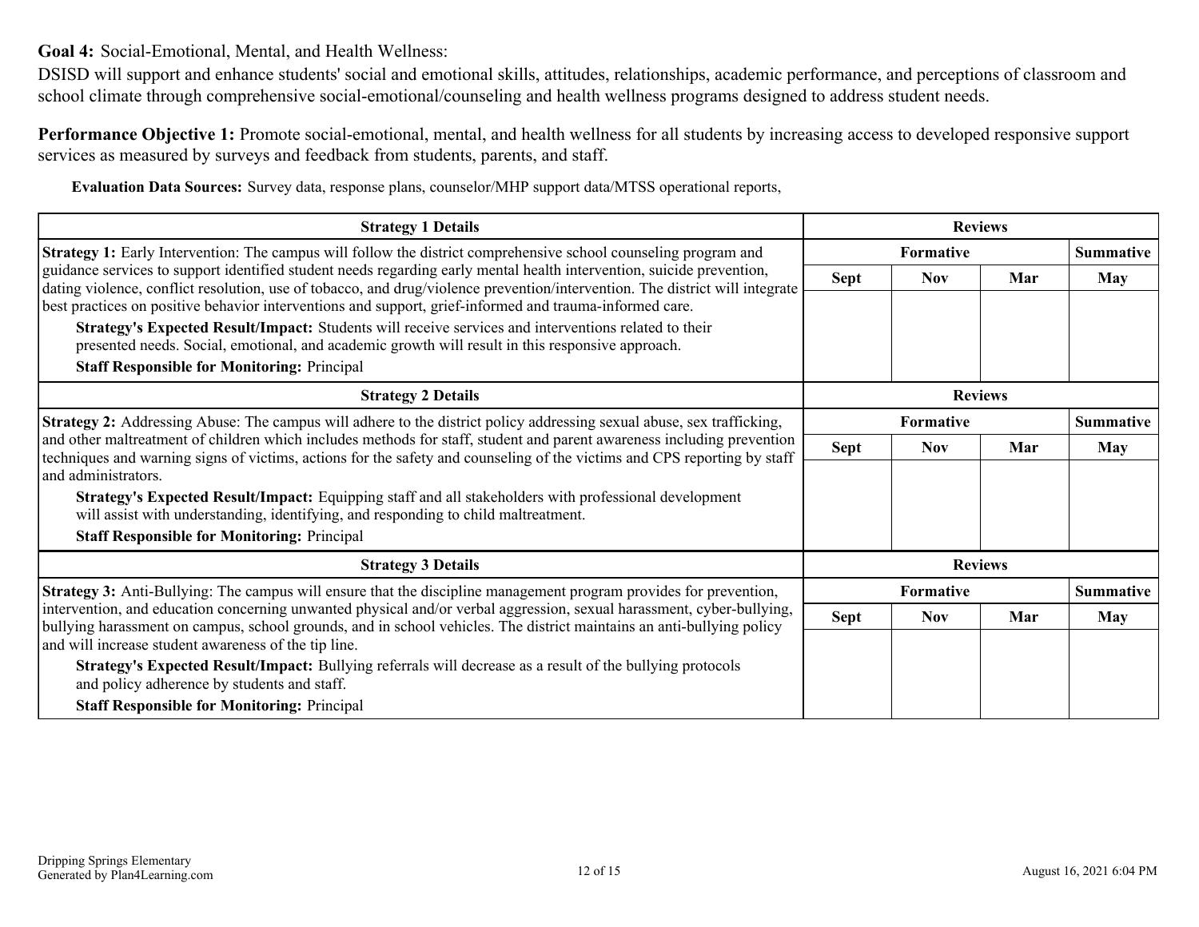**Goal 4:** Social-Emotional, Mental, and Health Wellness:

DSISD will support and enhance students' social and emotional skills, attitudes, relationships, academic performance, and perceptions of classroom and school climate through comprehensive social-emotional/counseling and health wellness programs designed to address student needs.

**Performance Objective 1:** Promote social-emotional, mental, and health wellness for all students by increasing access to developed responsive support services as measured by surveys and feedback from students, parents, and staff.

**Evaluation Data Sources:** Survey data, response plans, counselor/MHP support data/MTSS operational reports,

| Strategy 1 Details | Reviews | | | |
|---|---|---|---|---|
| | Formative | | | Summative |
| | Sept | Nov | Mar | May |
| **Strategy 1:** Early Intervention: The campus will follow the district comprehensive school counseling program and guidance services to support identified student needs regarding early mental health intervention, suicide prevention, dating violence, conflict resolution, use of tobacco, and drug/violence prevention/intervention. The district will integrate best practices on positive behavior interventions and support, grief-informed and trauma-informed care.<br>**Strategy's Expected Result/Impact:** Students will receive services and interventions related to their presented needs. Social, emotional, and academic growth will result in this responsive approach.<br>**Staff Responsible for Monitoring:** Principal | | | | |

| Strategy 2 Details | Reviews | | | |
|---|---|---|---|---|
| | Formative | | | Summative |
| | Sept | Nov | Mar | May |
| **Strategy 2:** Addressing Abuse: The campus will adhere to the district policy addressing sexual abuse, sex trafficking, and other maltreatment of children which includes methods for staff, student and parent awareness including prevention techniques and warning signs of victims, actions for the safety and counseling of the victims and CPS reporting by staff and administrators.<br>**Strategy's Expected Result/Impact:** Equipping staff and all stakeholders with professional development will assist with understanding, identifying, and responding to child maltreatment.<br>**Staff Responsible for Monitoring:** Principal | | | | |

| Strategy 3 Details | Reviews | | | |
|---|---|---|---|---|
| | Formative | | | Summative |
| | Sept | Nov | Mar | May |
| **Strategy 3:** Anti-Bullying: The campus will ensure that the discipline management program provides for prevention, intervention, and education concerning unwanted physical and/or verbal aggression, sexual harassment, cyber-bullying, bullying harassment on campus, school grounds, and in school vehicles. The district maintains an anti-bullying policy and will increase student awareness of the tip line.<br>**Strategy's Expected Result/Impact:** Bullying referrals will decrease as a result of the bullying protocols and policy adherence by students and staff.<br>**Staff Responsible for Monitoring:** Principal | | | | |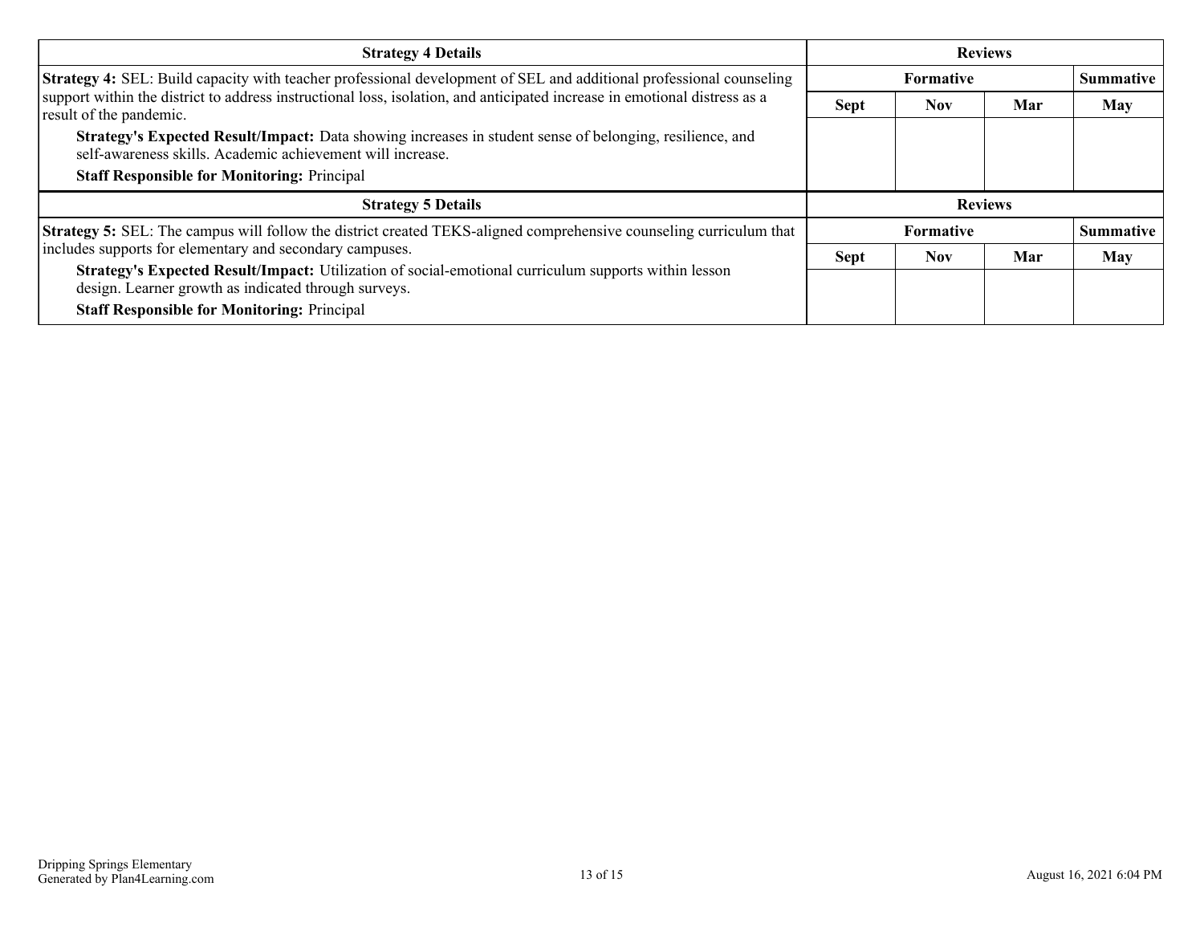| Strategy 4 Details | Reviews | | | |
|---|---|---|---|---|
| **Strategy 4:** SEL: Build capacity with teacher professional development of SEL and additional professional counseling support within the district to address instructional loss, isolation, and anticipated increase in emotional distress as a result of the pandemic.<br>**Strategy's Expected Result/Impact:** Data showing increases in student sense of belonging, resilience, and self-awareness skills. Academic achievement will increase.<br>**Staff Responsible for Monitoring:** Principal | **Formative** | | | **Summative** |
| | **Sept** | **Nov** | **Mar** | **May** |
| | | | | |

| Strategy 5 Details | Reviews | | | |
|---|---|---|---|---|
| **Strategy 5:** SEL: The campus will follow the district created TEKS-aligned comprehensive counseling curriculum that includes supports for elementary and secondary campuses.<br>**Strategy's Expected Result/Impact:** Utilization of social-emotional curriculum supports within lesson design. Learner growth as indicated through surveys.<br>**Staff Responsible for Monitoring:** Principal | **Formative** | | | **Summative** |
| | **Sept** | **Nov** | **Mar** | **May** |
| | | | | |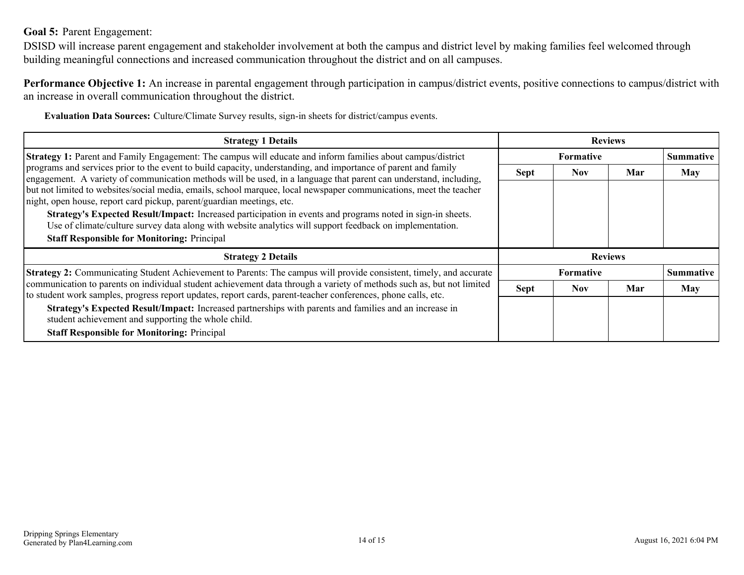**Goal 5:** Parent Engagement:

DSISD will increase parent engagement and stakeholder involvement at both the campus and district level by making families feel welcomed through building meaningful connections and increased communication throughout the district and on all campuses.

**Performance Objective 1:** An increase in parental engagement through participation in campus/district events, positive connections to campus/district with an increase in overall communication throughout the district.

**Evaluation Data Sources:** Culture/Climate Survey results, sign-in sheets for district/campus events.

| Strategy 1 Details | Reviews | | | |
|---|---|---|---|---|
| | Formative | | | Summative |
| | Sept | Nov | Mar | May |
| **Strategy 1:** Parent and Family Engagement: The campus will educate and inform families about campus/district programs and services prior to the event to build capacity, understanding, and importance of parent and family engagement. A variety of communication methods will be used, in a language that parent can understand, including, but not limited to websites/social media, emails, school marquee, local newspaper communications, meet the teacher night, open house, report card pickup, parent/guardian meetings, etc. <br> **Strategy's Expected Result/Impact:** Increased participation in events and programs noted in sign-in sheets. Use of climate/culture survey data along with website analytics will support feedback on implementation. <br> **Staff Responsible for Monitoring:** Principal | | | | |

| Strategy 2 Details | Reviews | | | |
|---|---|---|---|---|
| | Formative | | | Summative |
| | Sept | Nov | Mar | May |
| **Strategy 2:** Communicating Student Achievement to Parents: The campus will provide consistent, timely, and accurate communication to parents on individual student achievement data through a variety of methods such as, but not limited to student work samples, progress report updates, report cards, parent-teacher conferences, phone calls, etc. <br> **Strategy's Expected Result/Impact:** Increased partnerships with parents and families and an increase in student achievement and supporting the whole child. <br> **Staff Responsible for Monitoring:** Principal | | | | |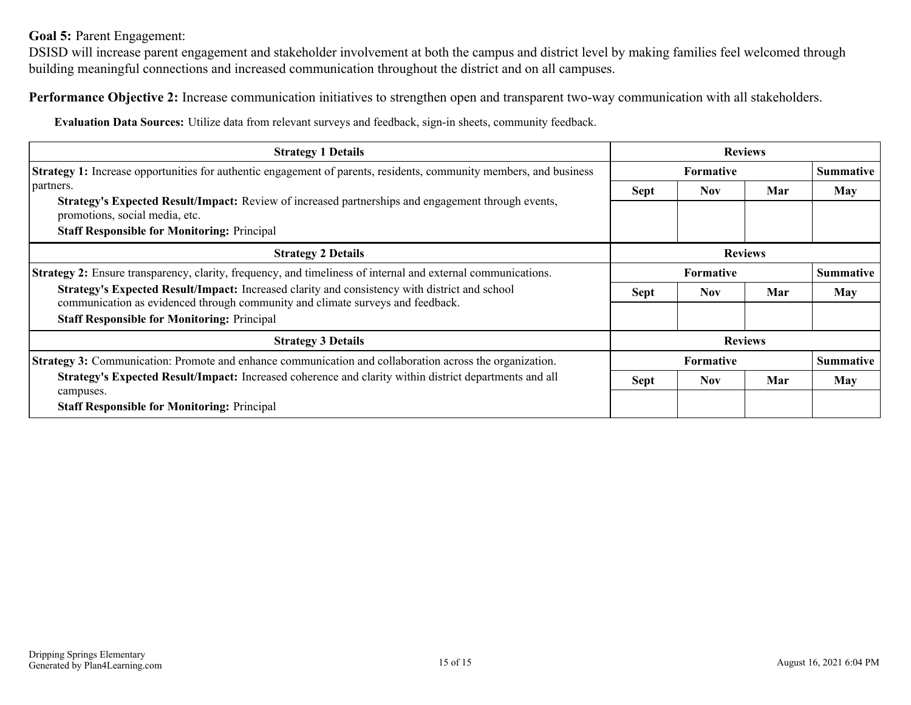**Goal 5:** Parent Engagement:
DSISD will increase parent engagement and stakeholder involvement at both the campus and district level by making families feel welcomed through building meaningful connections and increased communication throughout the district and on all campuses.

**Performance Objective 2:** Increase communication initiatives to strengthen open and transparent two-way communication with all stakeholders.

**Evaluation Data Sources:** Utilize data from relevant surveys and feedback, sign-in sheets, community feedback.

| Strategy 1 Details | Reviews | | | |
|---|---|---|---|---|
| | Formative | | | Summative |
| **Strategy 1:** Increase opportunities for authentic engagement of parents, residents, community members, and business partners.<br>**Strategy's Expected Result/Impact:** Review of increased partnerships and engagement through events, promotions, social media, etc.<br>**Staff Responsible for Monitoring:** Principal | Sept | Nov | Mar | May |
| | | | | |

| Strategy 2 Details | Reviews | | | |
|---|---|---|---|---|
| | Formative | | | Summative |
| **Strategy 2:** Ensure transparency, clarity, frequency, and timeliness of internal and external communications.<br>**Strategy's Expected Result/Impact:** Increased clarity and consistency with district and school communication as evidenced through community and climate surveys and feedback.<br>**Staff Responsible for Monitoring:** Principal | Sept | Nov | Mar | May |
| | | | | |

| Strategy 3 Details | Reviews | | | |
|---|---|---|---|---|
| | Formative | | | Summative |
| **Strategy 3:** Communication: Promote and enhance communication and collaboration across the organization.<br>**Strategy's Expected Result/Impact:** Increased coherence and clarity within district departments and all campuses.<br>**Staff Responsible for Monitoring:** Principal | Sept | Nov | Mar | May |
| | | | | |